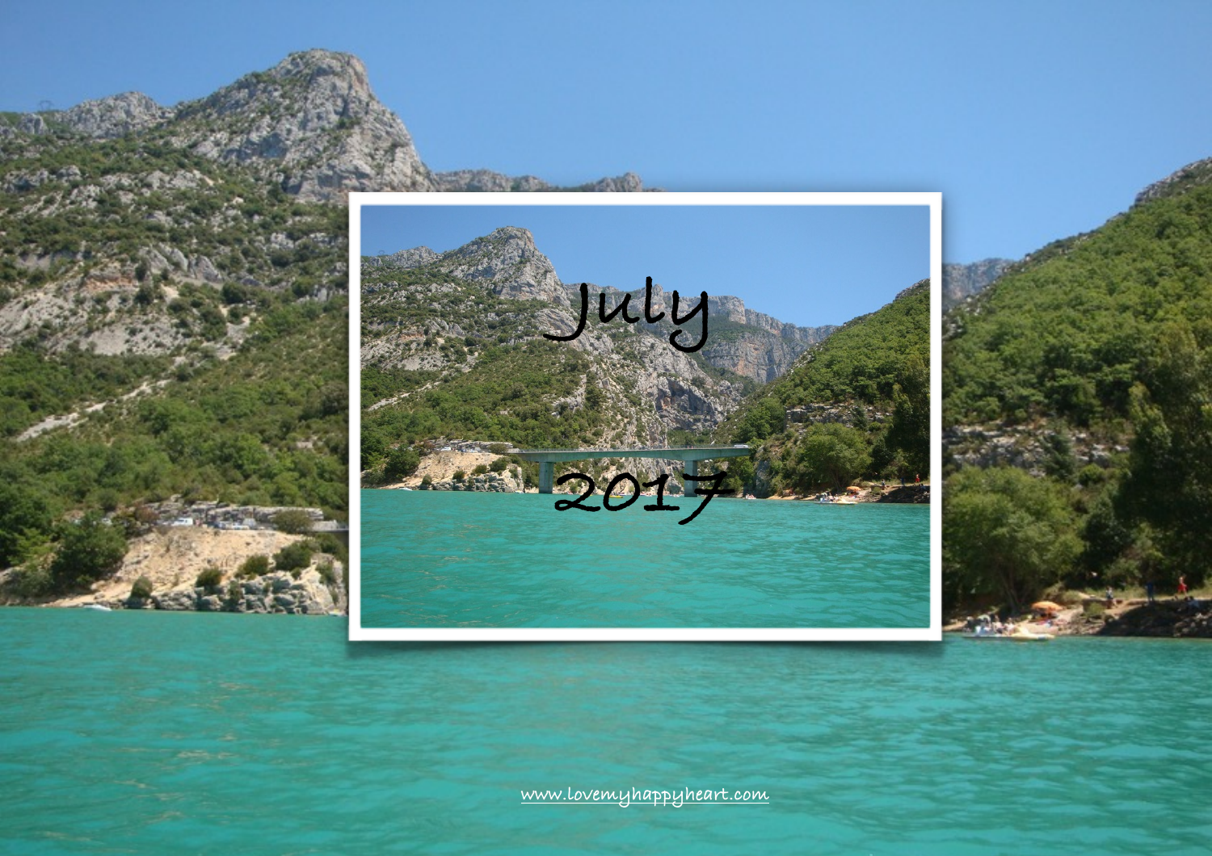# July

# 2017

www.lovemyhappyheart.com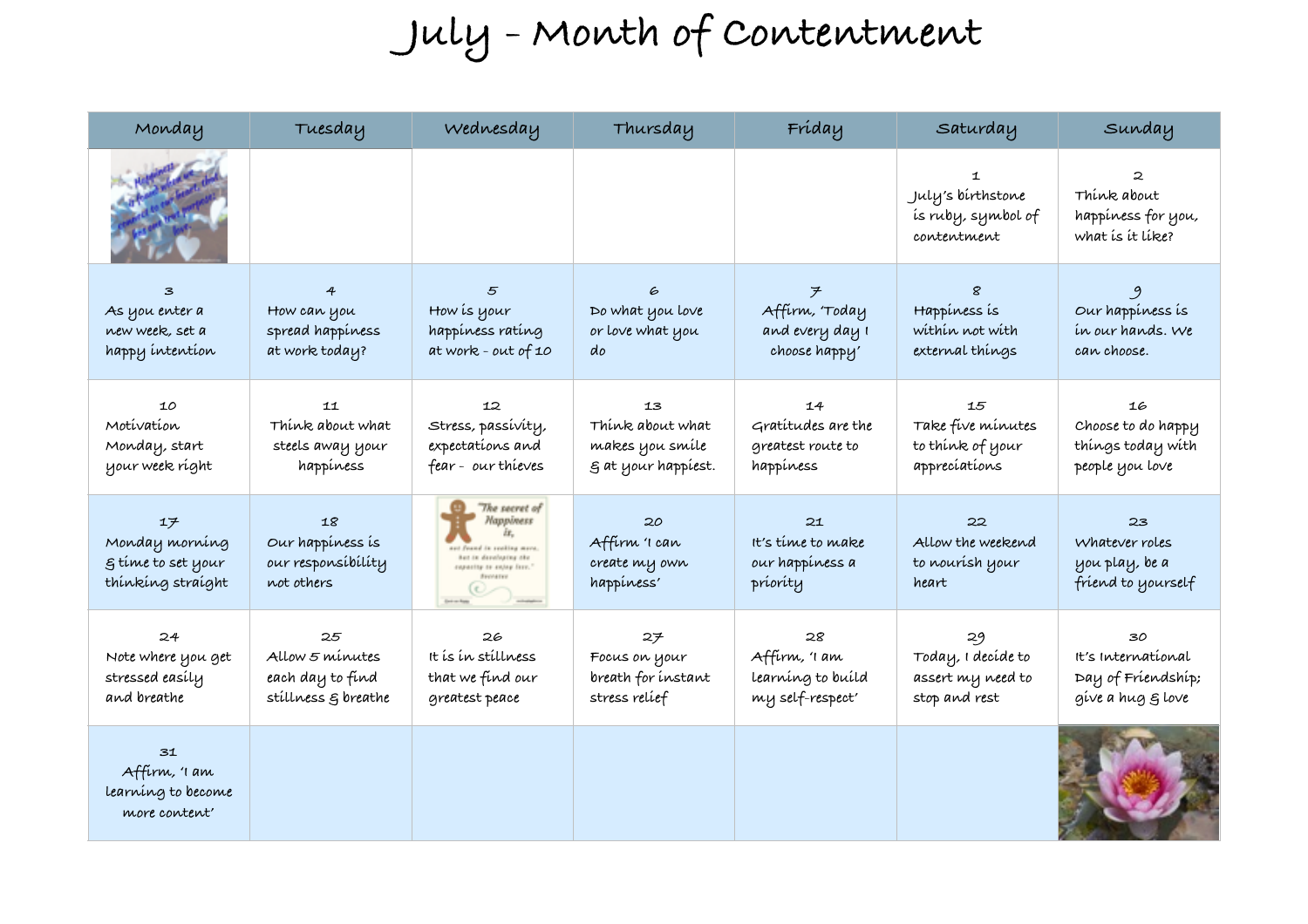# July - Month of Contentment

| Monday | Tuesday | Wednesday | Thursday | Friday | Saturday | Sunday |
|---|---|---|---|---|---|---|
| | | | | | 1 July's birthstone is ruby, symbol of contentment | 2 Think about happiness for you, what is it like? |
| 3 As you enter a new week, set a happy intention | 4 How can you spread happiness at work today? | 5 How is your happiness rating at work - out of 10 | 6 Do what you love or love what you do | 7 Affirm, 'Today and every day I choose happy' | 8 Happiness is within not with external things | 9 Our happiness is in our hands. We can choose. |
| 10 Motivation Monday, start your week right | 11 Think about what steels away your happiness | 12 Stress, passivity, expectations and fear - our thieves | 13 Think about what makes you smile & at your happiest. | 14 Gratitudes are the greatest route to happiness | 15 Take five minutes to think of your appreciations | 16 Choose to do happy things today with people you love |
| 17 Monday morning & time to set your thinking straight | 18 Our happiness is our responsibility not others | | 20 Affirm 'I can create my own happiness' | 21 It's time to make our happiness a priority | 22 Allow the weekend to nourish your heart | 23 Whatever roles you play, be a friend to yourself |
| 24 Note where you get stressed easily and breathe | 25 Allow 5 minutes each day to find stillness & breathe | 26 It is in stillness that we find our greatest peace | 27 Focus on your breath for instant stress relief | 28 Affirm, 'I am learning to build my self-respect' | 29 Today, I decide to assert my need to stop and rest | 30 It's International Day of Friendship; give a hug & love |
| 31 Affirm, 'I am learning to become more content' | | | | | | |